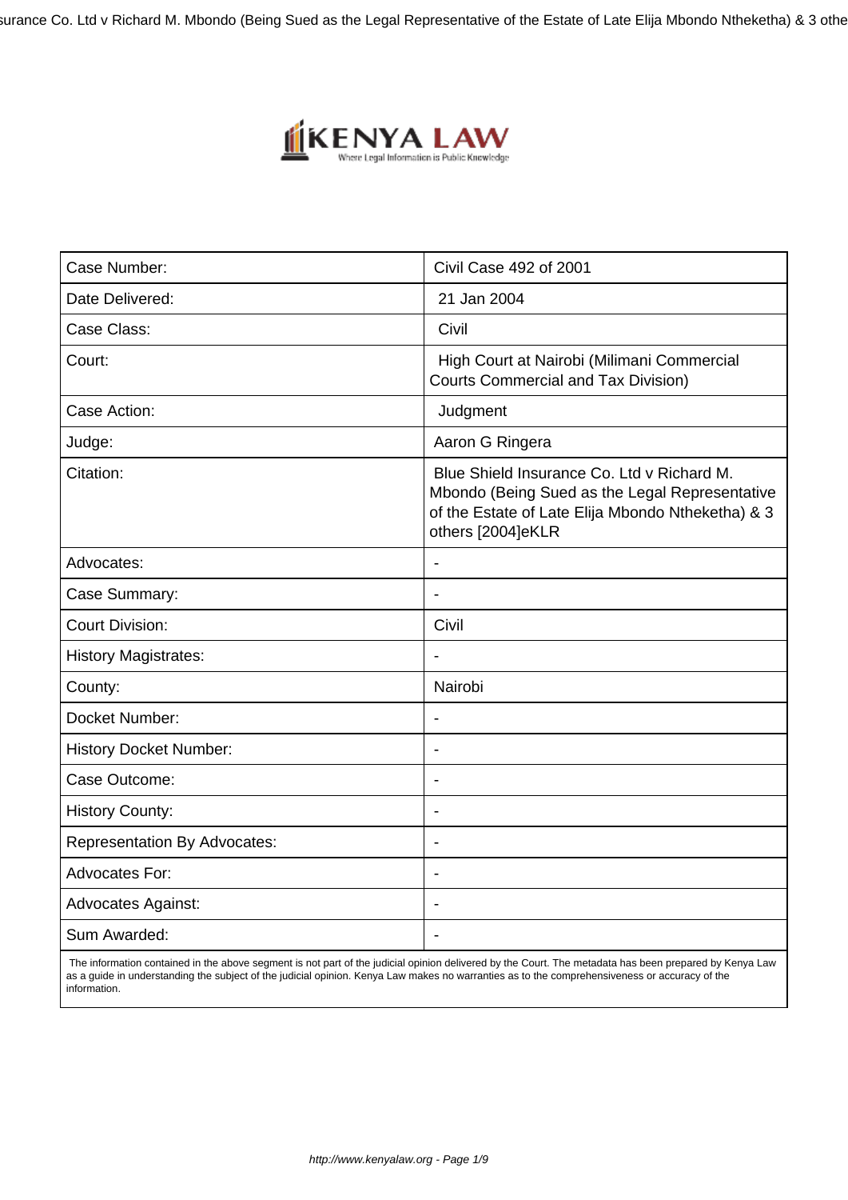| Case Number: | Civil Case 492 of 2001 |
| --- | --- |
| Date Delivered: | 21 Jan 2004 |
| Case Class: | Civil |
| Court: | High Court at Nairobi (Milimani Commercial Courts Commercial and Tax Division) |
| Case Action: | Judgment |
| Judge: | Aaron G Ringera |
| Citation: | Blue Shield Insurance Co. Ltd v Richard M. Mbondo (Being Sued as the Legal Representative of the Estate of Late Elija Mbondo Ntheketha) & 3 others [2004]eKLR |
| Advocates: | - |
| Case Summary: | - |
| Court Division: | Civil |
| History Magistrates: | - |
| County: | Nairobi |
| Docket Number: | - |
| History Docket Number: | - |
| Case Outcome: | - |
| History County: | - |
| Representation By Advocates: | - |
| Advocates For: | - |
| Advocates Against: | - |
| Sum Awarded: | - |

The information contained in the above segment is not part of the judicial opinion delivered by the Court. The metadata has been prepared by Kenya Law as a guide in understanding the subject of the judicial opinion. Kenya Law makes no warranties as to the comprehensiveness or accuracy of the information.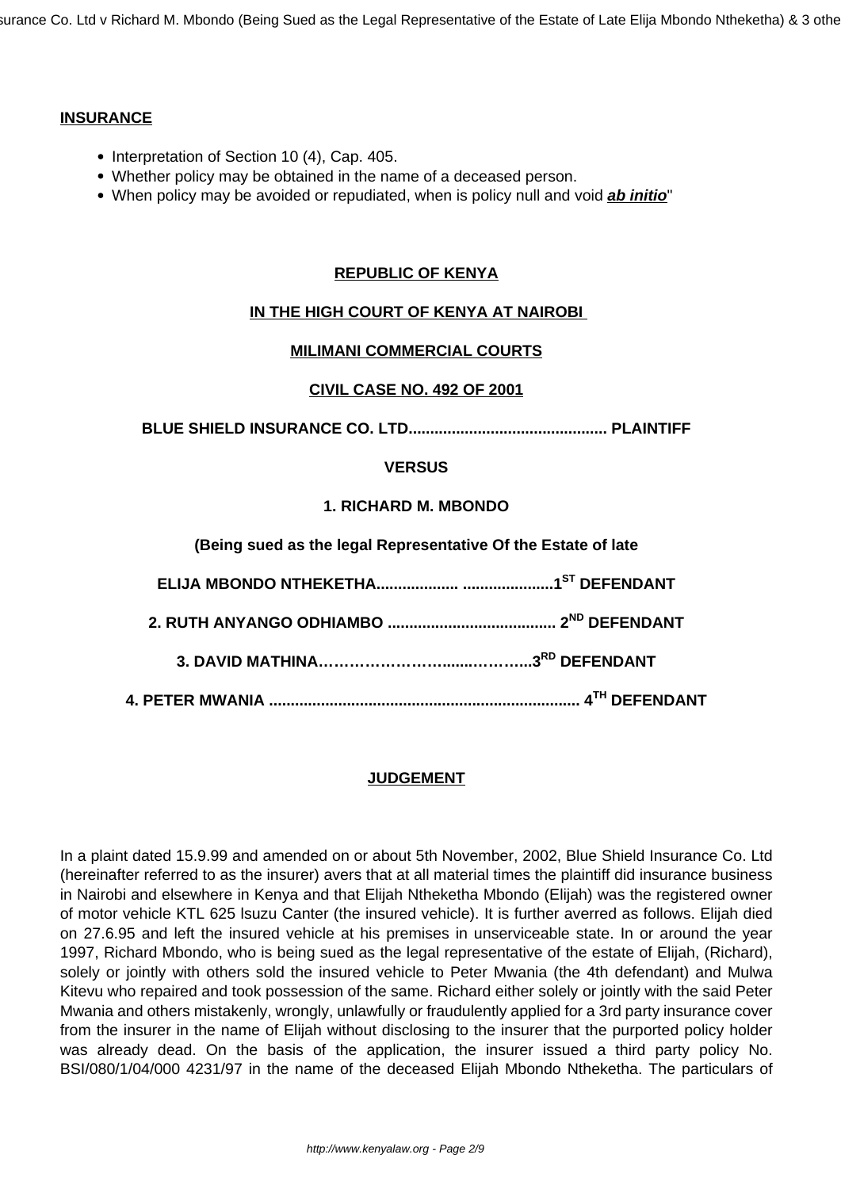**INSURANCE**

- Interpretation of Section 10 (4), Cap. 405.
- Whether policy may be obtained in the name of a deceased person.
- When policy may be avoided or repudiated, when is policy null and void ***ab initio***"

**REPUBLIC OF KENYA**

**IN THE HIGH COURT OF KENYA AT NAIROBI**

**MILIMANI COMMERCIAL COURTS**

**CIVIL CASE NO. 492 OF 2001**

**BLUE SHIELD INSURANCE CO. LTD............................................ PLAINTIFF**

**VERSUS**

**1. RICHARD M. MBONDO**

**(Being sued as the legal Representative Of the Estate of late**

**ELIJA MBONDO NTHEKETHA................... .....................1ST DEFENDANT**

**2. RUTH ANYANGO ODHIAMBO ...................................... 2ND DEFENDANT**

**3. DAVID MATHINA………………………......………...3RD DEFENDANT**

**4. PETER MWANIA ....................................................................... 4TH DEFENDANT**

**JUDGEMENT**

In a plaint dated 15.9.99 and amended on or about 5th November, 2002, Blue Shield Insurance Co. Ltd (hereinafter referred to as the insurer) avers that at all material times the plaintiff did insurance business in Nairobi and elsewhere in Kenya and that Elijah Ntheketha Mbondo (Elijah) was the registered owner of motor vehicle KTL 625 Isuzu Canter (the insured vehicle). It is further averred as follows. Elijah died on 27.6.95 and left the insured vehicle at his premises in unserviceable state. In or around the year 1997, Richard Mbondo, who is being sued as the legal representative of the estate of Elijah, (Richard), solely or jointly with others sold the insured vehicle to Peter Mwania (the 4th defendant) and Mulwa Kitevu who repaired and took possession of the same. Richard either solely or jointly with the said Peter Mwania and others mistakenly, wrongly, unlawfully or fraudulently applied for a 3rd party insurance cover from the insurer in the name of Elijah without disclosing to the insurer that the purported policy holder was already dead. On the basis of the application, the insurer issued a third party policy No. BSI/080/1/04/000 4231/97 in the name of the deceased Elijah Mbondo Ntheketha. The particulars of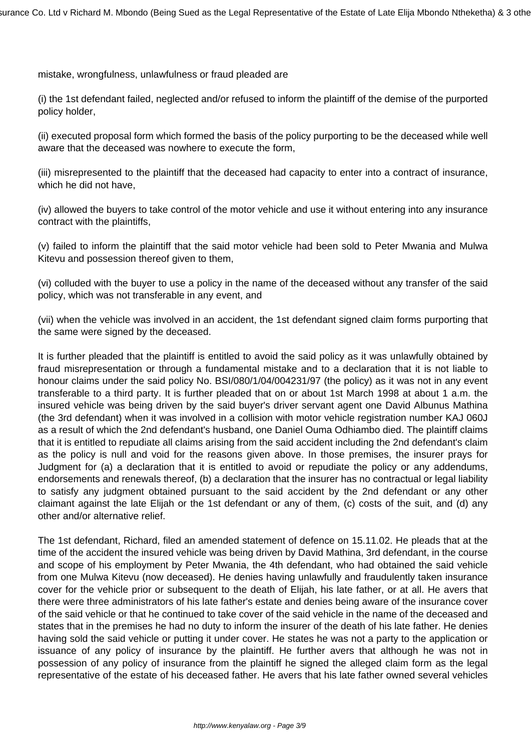mistake, wrongfulness, unlawfulness or fraud pleaded are

(i) the 1st defendant failed, neglected and/or refused to inform the plaintiff of the demise of the purported policy holder,

(ii) executed proposal form which formed the basis of the policy purporting to be the deceased while well aware that the deceased was nowhere to execute the form,

(iii) misrepresented to the plaintiff that the deceased had capacity to enter into a contract of insurance, which he did not have,

(iv) allowed the buyers to take control of the motor vehicle and use it without entering into any insurance contract with the plaintiffs,

(v) failed to inform the plaintiff that the said motor vehicle had been sold to Peter Mwania and Mulwa Kitevu and possession thereof given to them,

(vi) colluded with the buyer to use a policy in the name of the deceased without any transfer of the said policy, which was not transferable in any event, and

(vii) when the vehicle was involved in an accident, the 1st defendant signed claim forms purporting that the same were signed by the deceased.

It is further pleaded that the plaintiff is entitled to avoid the said policy as it was unlawfully obtained by fraud misrepresentation or through a fundamental mistake and to a declaration that it is not liable to honour claims under the said policy No. BSI/080/1/04/004231/97 (the policy) as it was not in any event transferable to a third party. It is further pleaded that on or about 1st March 1998 at about 1 a.m. the insured vehicle was being driven by the said buyer's driver servant agent one David Albunus Mathina (the 3rd defendant) when it was involved in a collision with motor vehicle registration number KAJ 060J as a result of which the 2nd defendant's husband, one Daniel Ouma Odhiambo died. The plaintiff claims that it is entitled to repudiate all claims arising from the said accident including the 2nd defendant's claim as the policy is null and void for the reasons given above. In those premises, the insurer prays for Judgment for (a) a declaration that it is entitled to avoid or repudiate the policy or any addendums, endorsements and renewals thereof, (b) a declaration that the insurer has no contractual or legal liability to satisfy any judgment obtained pursuant to the said accident by the 2nd defendant or any other claimant against the late Elijah or the 1st defendant or any of them, (c) costs of the suit, and (d) any other and/or alternative relief.

The 1st defendant, Richard, filed an amended statement of defence on 15.11.02. He pleads that at the time of the accident the insured vehicle was being driven by David Mathina, 3rd defendant, in the course and scope of his employment by Peter Mwania, the 4th defendant, who had obtained the said vehicle from one Mulwa Kitevu (now deceased). He denies having unlawfully and fraudulently taken insurance cover for the vehicle prior or subsequent to the death of Elijah, his late father, or at all. He avers that there were three administrators of his late father's estate and denies being aware of the insurance cover of the said vehicle or that he continued to take cover of the said vehicle in the name of the deceased and states that in the premises he had no duty to inform the insurer of the death of his late father. He denies having sold the said vehicle or putting it under cover. He states he was not a party to the application or issuance of any policy of insurance by the plaintiff. He further avers that although he was not in possession of any policy of insurance from the plaintiff he signed the alleged claim form as the legal representative of the estate of his deceased father. He avers that his late father owned several vehicles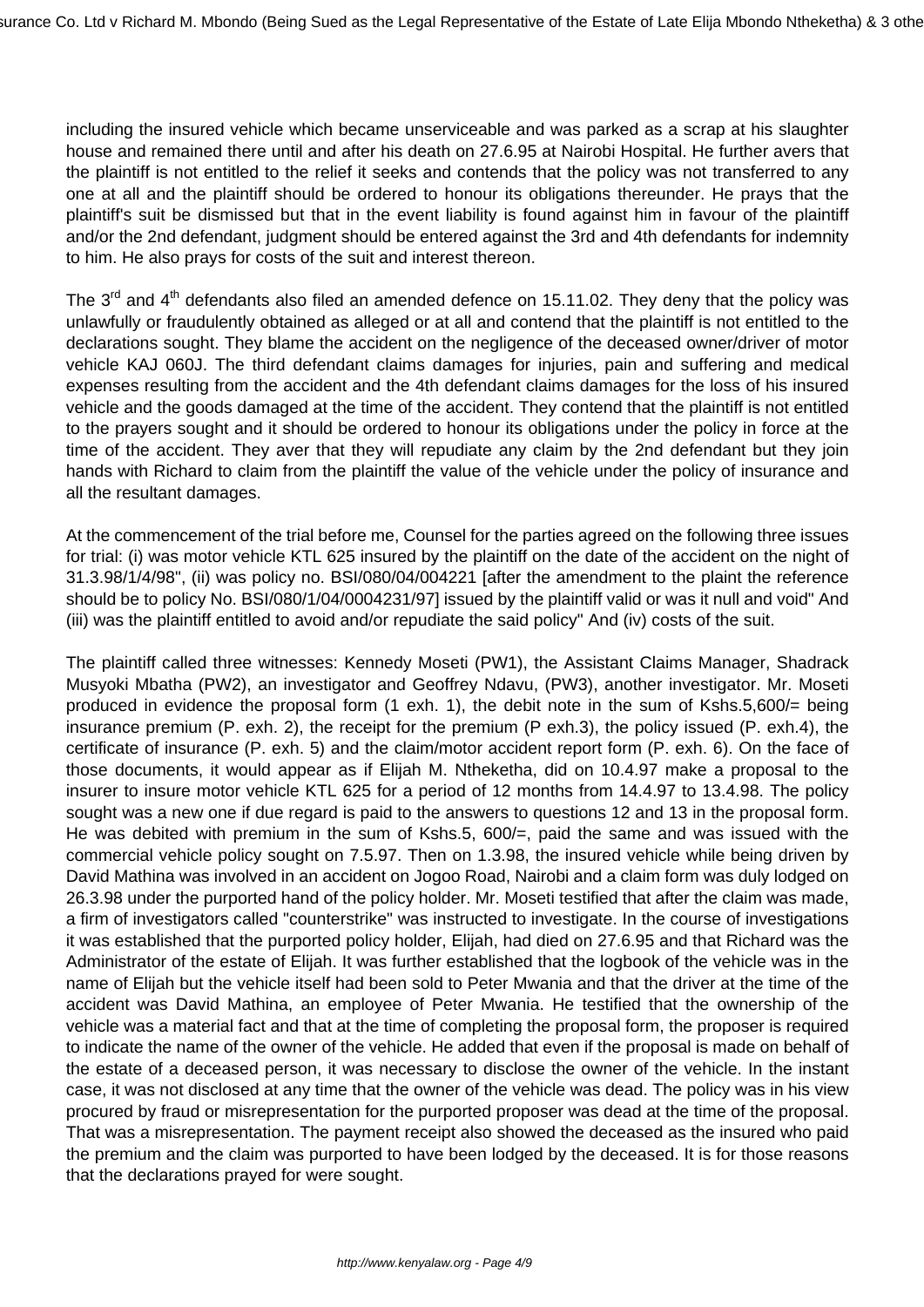including the insured vehicle which became unserviceable and was parked as a scrap at his slaughter house and remained there until and after his death on 27.6.95 at Nairobi Hospital. He further avers that the plaintiff is not entitled to the relief it seeks and contends that the policy was not transferred to any one at all and the plaintiff should be ordered to honour its obligations thereunder. He prays that the plaintiff's suit be dismissed but that in the event liability is found against him in favour of the plaintiff and/or the 2nd defendant, judgment should be entered against the 3rd and 4th defendants for indemnity to him. He also prays for costs of the suit and interest thereon.

The 3rd and 4th defendants also filed an amended defence on 15.11.02. They deny that the policy was unlawfully or fraudulently obtained as alleged or at all and contend that the plaintiff is not entitled to the declarations sought. They blame the accident on the negligence of the deceased owner/driver of motor vehicle KAJ 060J. The third defendant claims damages for injuries, pain and suffering and medical expenses resulting from the accident and the 4th defendant claims damages for the loss of his insured vehicle and the goods damaged at the time of the accident. They contend that the plaintiff is not entitled to the prayers sought and it should be ordered to honour its obligations under the policy in force at the time of the accident. They aver that they will repudiate any claim by the 2nd defendant but they join hands with Richard to claim from the plaintiff the value of the vehicle under the policy of insurance and all the resultant damages.

At the commencement of the trial before me, Counsel for the parties agreed on the following three issues for trial: (i) was motor vehicle KTL 625 insured by the plaintiff on the date of the accident on the night of 31.3.98/1/4/98", (ii) was policy no. BSI/080/04/004221 [after the amendment to the plaint the reference should be to policy No. BSI/080/1/04/0004231/97] issued by the plaintiff valid or was it null and void" And (iii) was the plaintiff entitled to avoid and/or repudiate the said policy" And (iv) costs of the suit.

The plaintiff called three witnesses: Kennedy Moseti (PW1), the Assistant Claims Manager, Shadrack Musyoki Mbatha (PW2), an investigator and Geoffrey Ndavu, (PW3), another investigator. Mr. Moseti produced in evidence the proposal form (1 exh. 1), the debit note in the sum of Kshs.5,600/= being insurance premium (P. exh. 2), the receipt for the premium (P exh.3), the policy issued (P. exh.4), the certificate of insurance (P. exh. 5) and the claim/motor accident report form (P. exh. 6). On the face of those documents, it would appear as if Elijah M. Ntheketha, did on 10.4.97 make a proposal to the insurer to insure motor vehicle KTL 625 for a period of 12 months from 14.4.97 to 13.4.98. The policy sought was a new one if due regard is paid to the answers to questions 12 and 13 in the proposal form. He was debited with premium in the sum of Kshs.5, 600/=, paid the same and was issued with the commercial vehicle policy sought on 7.5.97. Then on 1.3.98, the insured vehicle while being driven by David Mathina was involved in an accident on Jogoo Road, Nairobi and a claim form was duly lodged on 26.3.98 under the purported hand of the policy holder. Mr. Moseti testified that after the claim was made, a firm of investigators called "counterstrike" was instructed to investigate. In the course of investigations it was established that the purported policy holder, Elijah, had died on 27.6.95 and that Richard was the Administrator of the estate of Elijah. It was further established that the logbook of the vehicle was in the name of Elijah but the vehicle itself had been sold to Peter Mwania and that the driver at the time of the accident was David Mathina, an employee of Peter Mwania. He testified that the ownership of the vehicle was a material fact and that at the time of completing the proposal form, the proposer is required to indicate the name of the owner of the vehicle. He added that even if the proposal is made on behalf of the estate of a deceased person, it was necessary to disclose the owner of the vehicle. In the instant case, it was not disclosed at any time that the owner of the vehicle was dead. The policy was in his view procured by fraud or misrepresentation for the purported proposer was dead at the time of the proposal. That was a misrepresentation. The payment receipt also showed the deceased as the insured who paid the premium and the claim was purported to have been lodged by the deceased. It is for those reasons that the declarations prayed for were sought.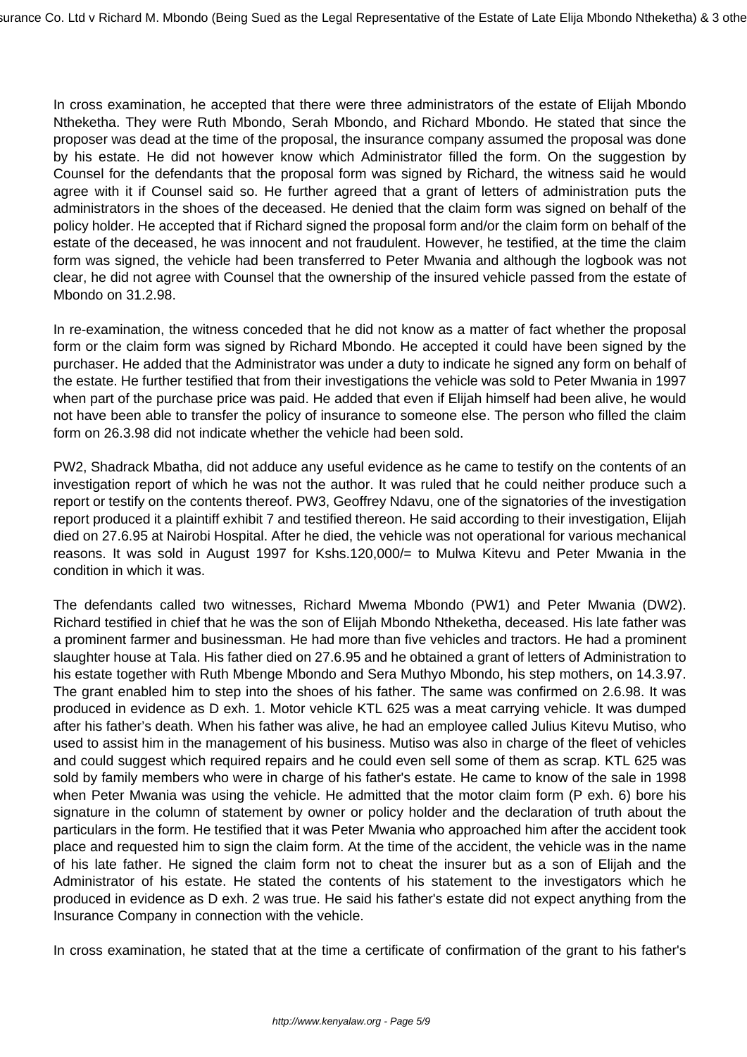In cross examination, he accepted that there were three administrators of the estate of Elijah Mbondo Ntheketha. They were Ruth Mbondo, Serah Mbondo, and Richard Mbondo. He stated that since the proposer was dead at the time of the proposal, the insurance company assumed the proposal was done by his estate. He did not however know which Administrator filled the form. On the suggestion by Counsel for the defendants that the proposal form was signed by Richard, the witness said he would agree with it if Counsel said so. He further agreed that a grant of letters of administration puts the administrators in the shoes of the deceased. He denied that the claim form was signed on behalf of the policy holder. He accepted that if Richard signed the proposal form and/or the claim form on behalf of the estate of the deceased, he was innocent and not fraudulent. However, he testified, at the time the claim form was signed, the vehicle had been transferred to Peter Mwania and although the logbook was not clear, he did not agree with Counsel that the ownership of the insured vehicle passed from the estate of Mbondo on 31.2.98.

In re-examination, the witness conceded that he did not know as a matter of fact whether the proposal form or the claim form was signed by Richard Mbondo. He accepted it could have been signed by the purchaser. He added that the Administrator was under a duty to indicate he signed any form on behalf of the estate. He further testified that from their investigations the vehicle was sold to Peter Mwania in 1997 when part of the purchase price was paid. He added that even if Elijah himself had been alive, he would not have been able to transfer the policy of insurance to someone else. The person who filled the claim form on 26.3.98 did not indicate whether the vehicle had been sold.

PW2, Shadrack Mbatha, did not adduce any useful evidence as he came to testify on the contents of an investigation report of which he was not the author. It was ruled that he could neither produce such a report or testify on the contents thereof. PW3, Geoffrey Ndavu, one of the signatories of the investigation report produced it a plaintiff exhibit 7 and testified thereon. He said according to their investigation, Elijah died on 27.6.95 at Nairobi Hospital. After he died, the vehicle was not operational for various mechanical reasons. It was sold in August 1997 for Kshs.120,000/= to Mulwa Kitevu and Peter Mwania in the condition in which it was.

The defendants called two witnesses, Richard Mwema Mbondo (PW1) and Peter Mwania (DW2). Richard testified in chief that he was the son of Elijah Mbondo Ntheketha, deceased. His late father was a prominent farmer and businessman. He had more than five vehicles and tractors. He had a prominent slaughter house at Tala. His father died on 27.6.95 and he obtained a grant of letters of Administration to his estate together with Ruth Mbenge Mbondo and Sera Muthyo Mbondo, his step mothers, on 14.3.97. The grant enabled him to step into the shoes of his father. The same was confirmed on 2.6.98. It was produced in evidence as D exh. 1. Motor vehicle KTL 625 was a meat carrying vehicle. It was dumped after his father's death. When his father was alive, he had an employee called Julius Kitevu Mutiso, who used to assist him in the management of his business. Mutiso was also in charge of the fleet of vehicles and could suggest which required repairs and he could even sell some of them as scrap. KTL 625 was sold by family members who were in charge of his father's estate. He came to know of the sale in 1998 when Peter Mwania was using the vehicle. He admitted that the motor claim form (P exh. 6) bore his signature in the column of statement by owner or policy holder and the declaration of truth about the particulars in the form. He testified that it was Peter Mwania who approached him after the accident took place and requested him to sign the claim form. At the time of the accident, the vehicle was in the name of his late father. He signed the claim form not to cheat the insurer but as a son of Elijah and the Administrator of his estate. He stated the contents of his statement to the investigators which he produced in evidence as D exh. 2 was true. He said his father's estate did not expect anything from the Insurance Company in connection with the vehicle.

In cross examination, he stated that at the time a certificate of confirmation of the grant to his father's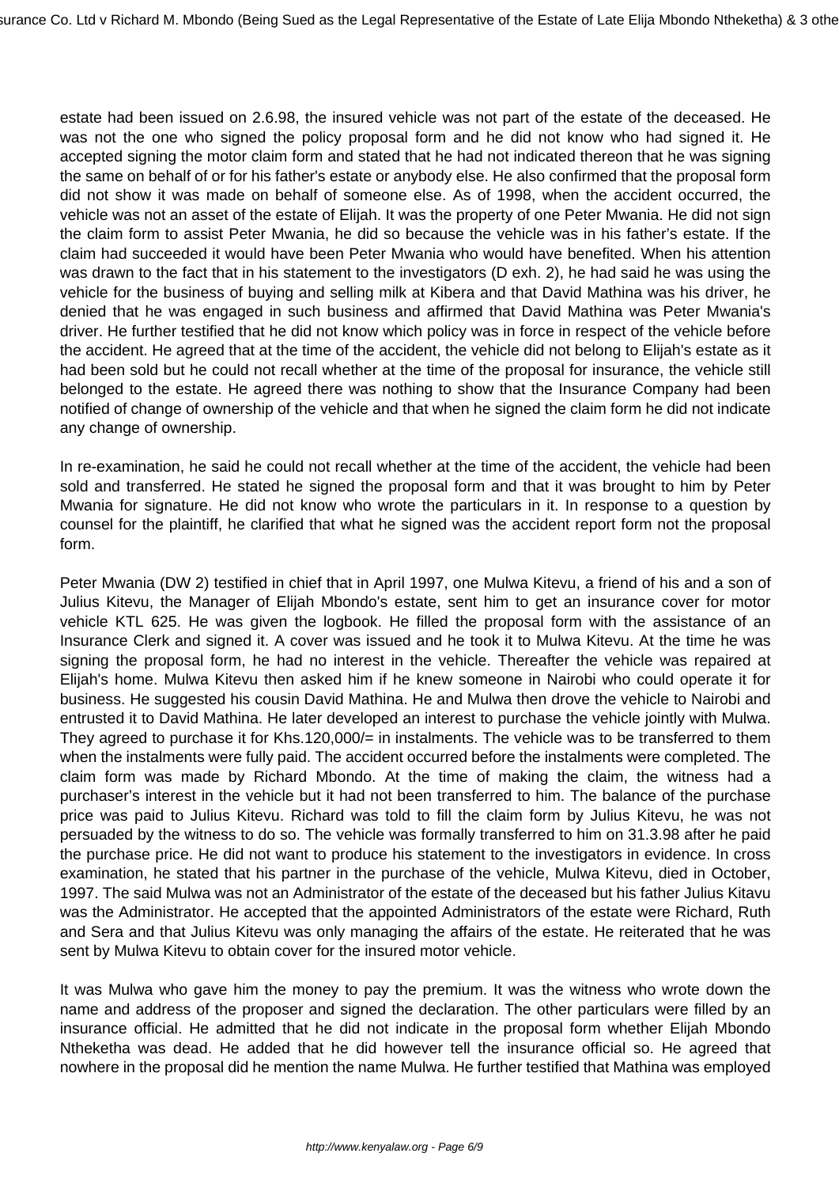estate had been issued on 2.6.98, the insured vehicle was not part of the estate of the deceased. He was not the one who signed the policy proposal form and he did not know who had signed it. He accepted signing the motor claim form and stated that he had not indicated thereon that he was signing the same on behalf of or for his father's estate or anybody else. He also confirmed that the proposal form did not show it was made on behalf of someone else. As of 1998, when the accident occurred, the vehicle was not an asset of the estate of Elijah. It was the property of one Peter Mwania. He did not sign the claim form to assist Peter Mwania, he did so because the vehicle was in his father's estate. If the claim had succeeded it would have been Peter Mwania who would have benefited. When his attention was drawn to the fact that in his statement to the investigators (D exh. 2), he had said he was using the vehicle for the business of buying and selling milk at Kibera and that David Mathina was his driver, he denied that he was engaged in such business and affirmed that David Mathina was Peter Mwania's driver. He further testified that he did not know which policy was in force in respect of the vehicle before the accident. He agreed that at the time of the accident, the vehicle did not belong to Elijah's estate as it had been sold but he could not recall whether at the time of the proposal for insurance, the vehicle still belonged to the estate. He agreed there was nothing to show that the Insurance Company had been notified of change of ownership of the vehicle and that when he signed the claim form he did not indicate any change of ownership.

In re-examination, he said he could not recall whether at the time of the accident, the vehicle had been sold and transferred. He stated he signed the proposal form and that it was brought to him by Peter Mwania for signature. He did not know who wrote the particulars in it. In response to a question by counsel for the plaintiff, he clarified that what he signed was the accident report form not the proposal form.

Peter Mwania (DW 2) testified in chief that in April 1997, one Mulwa Kitevu, a friend of his and a son of Julius Kitevu, the Manager of Elijah Mbondo's estate, sent him to get an insurance cover for motor vehicle KTL 625. He was given the logbook. He filled the proposal form with the assistance of an Insurance Clerk and signed it. A cover was issued and he took it to Mulwa Kitevu. At the time he was signing the proposal form, he had no interest in the vehicle. Thereafter the vehicle was repaired at Elijah's home. Mulwa Kitevu then asked him if he knew someone in Nairobi who could operate it for business. He suggested his cousin David Mathina. He and Mulwa then drove the vehicle to Nairobi and entrusted it to David Mathina. He later developed an interest to purchase the vehicle jointly with Mulwa. They agreed to purchase it for Khs.120,000/= in instalments. The vehicle was to be transferred to them when the instalments were fully paid. The accident occurred before the instalments were completed. The claim form was made by Richard Mbondo. At the time of making the claim, the witness had a purchaser's interest in the vehicle but it had not been transferred to him. The balance of the purchase price was paid to Julius Kitevu. Richard was told to fill the claim form by Julius Kitevu, he was not persuaded by the witness to do so. The vehicle was formally transferred to him on 31.3.98 after he paid the purchase price. He did not want to produce his statement to the investigators in evidence. In cross examination, he stated that his partner in the purchase of the vehicle, Mulwa Kitevu, died in October, 1997. The said Mulwa was not an Administrator of the estate of the deceased but his father Julius Kitavu was the Administrator. He accepted that the appointed Administrators of the estate were Richard, Ruth and Sera and that Julius Kitevu was only managing the affairs of the estate. He reiterated that he was sent by Mulwa Kitevu to obtain cover for the insured motor vehicle.

It was Mulwa who gave him the money to pay the premium. It was the witness who wrote down the name and address of the proposer and signed the declaration. The other particulars were filled by an insurance official. He admitted that he did not indicate in the proposal form whether Elijah Mbondo Ntheketha was dead. He added that he did however tell the insurance official so. He agreed that nowhere in the proposal did he mention the name Mulwa. He further testified that Mathina was employed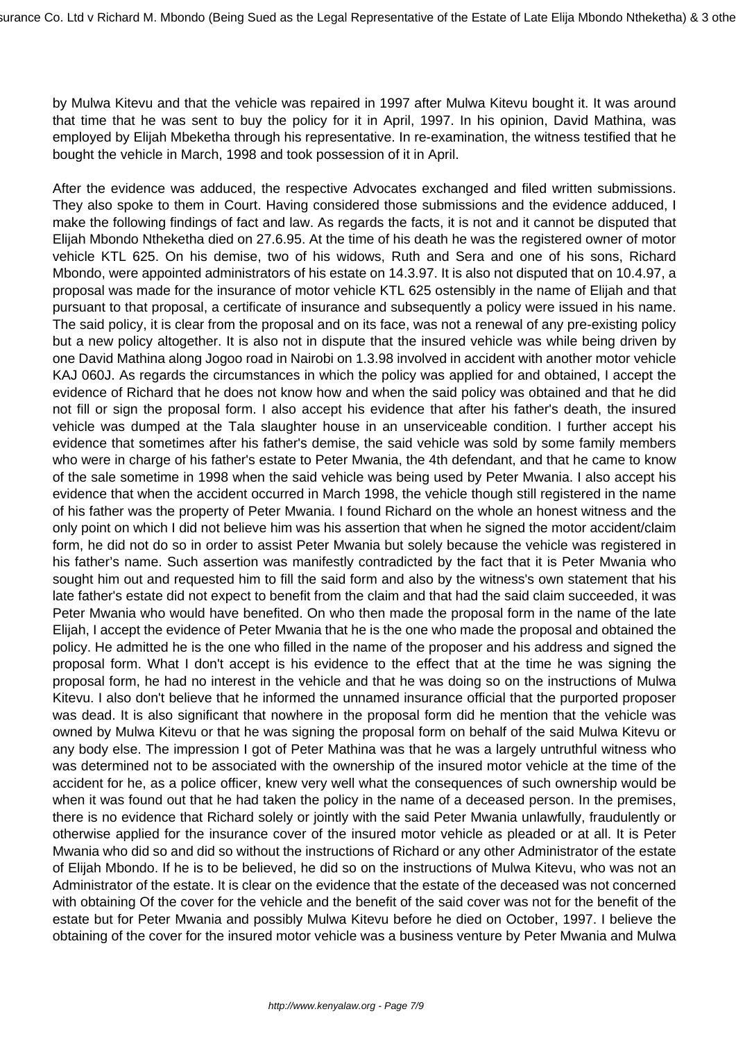by Mulwa Kitevu and that the vehicle was repaired in 1997 after Mulwa Kitevu bought it. It was around that time that he was sent to buy the policy for it in April, 1997. In his opinion, David Mathina, was employed by Elijah Mbeketha through his representative. In re-examination, the witness testified that he bought the vehicle in March, 1998 and took possession of it in April.

After the evidence was adduced, the respective Advocates exchanged and filed written submissions. They also spoke to them in Court. Having considered those submissions and the evidence adduced, I make the following findings of fact and law. As regards the facts, it is not and it cannot be disputed that Elijah Mbondo Ntheketha died on 27.6.95. At the time of his death he was the registered owner of motor vehicle KTL 625. On his demise, two of his widows, Ruth and Sera and one of his sons, Richard Mbondo, were appointed administrators of his estate on 14.3.97. It is also not disputed that on 10.4.97, a proposal was made for the insurance of motor vehicle KTL 625 ostensibly in the name of Elijah and that pursuant to that proposal, a certificate of insurance and subsequently a policy were issued in his name. The said policy, it is clear from the proposal and on its face, was not a renewal of any pre-existing policy but a new policy altogether. It is also not in dispute that the insured vehicle was while being driven by one David Mathina along Jogoo road in Nairobi on 1.3.98 involved in accident with another motor vehicle KAJ 060J. As regards the circumstances in which the policy was applied for and obtained, I accept the evidence of Richard that he does not know how and when the said policy was obtained and that he did not fill or sign the proposal form. I also accept his evidence that after his father's death, the insured vehicle was dumped at the Tala slaughter house in an unserviceable condition. I further accept his evidence that sometimes after his father's demise, the said vehicle was sold by some family members who were in charge of his father's estate to Peter Mwania, the 4th defendant, and that he came to know of the sale sometime in 1998 when the said vehicle was being used by Peter Mwania. I also accept his evidence that when the accident occurred in March 1998, the vehicle though still registered in the name of his father was the property of Peter Mwania. I found Richard on the whole an honest witness and the only point on which I did not believe him was his assertion that when he signed the motor accident/claim form, he did not do so in order to assist Peter Mwania but solely because the vehicle was registered in his father's name. Such assertion was manifestly contradicted by the fact that it is Peter Mwania who sought him out and requested him to fill the said form and also by the witness's own statement that his late father's estate did not expect to benefit from the claim and that had the said claim succeeded, it was Peter Mwania who would have benefited. On who then made the proposal form in the name of the late Elijah, I accept the evidence of Peter Mwania that he is the one who made the proposal and obtained the policy. He admitted he is the one who filled in the name of the proposer and his address and signed the proposal form. What I don't accept is his evidence to the effect that at the time he was signing the proposal form, he had no interest in the vehicle and that he was doing so on the instructions of Mulwa Kitevu. I also don't believe that he informed the unnamed insurance official that the purported proposer was dead. It is also significant that nowhere in the proposal form did he mention that the vehicle was owned by Mulwa Kitevu or that he was signing the proposal form on behalf of the said Mulwa Kitevu or any body else. The impression I got of Peter Mathina was that he was a largely untruthful witness who was determined not to be associated with the ownership of the insured motor vehicle at the time of the accident for he, as a police officer, knew very well what the consequences of such ownership would be when it was found out that he had taken the policy in the name of a deceased person. In the premises, there is no evidence that Richard solely or jointly with the said Peter Mwania unlawfully, fraudulently or otherwise applied for the insurance cover of the insured motor vehicle as pleaded or at all. It is Peter Mwania who did so and did so without the instructions of Richard or any other Administrator of the estate of Elijah Mbondo. If he is to be believed, he did so on the instructions of Mulwa Kitevu, who was not an Administrator of the estate. It is clear on the evidence that the estate of the deceased was not concerned with obtaining Of the cover for the vehicle and the benefit of the said cover was not for the benefit of the estate but for Peter Mwania and possibly Mulwa Kitevu before he died on October, 1997. I believe the obtaining of the cover for the insured motor vehicle was a business venture by Peter Mwania and Mulwa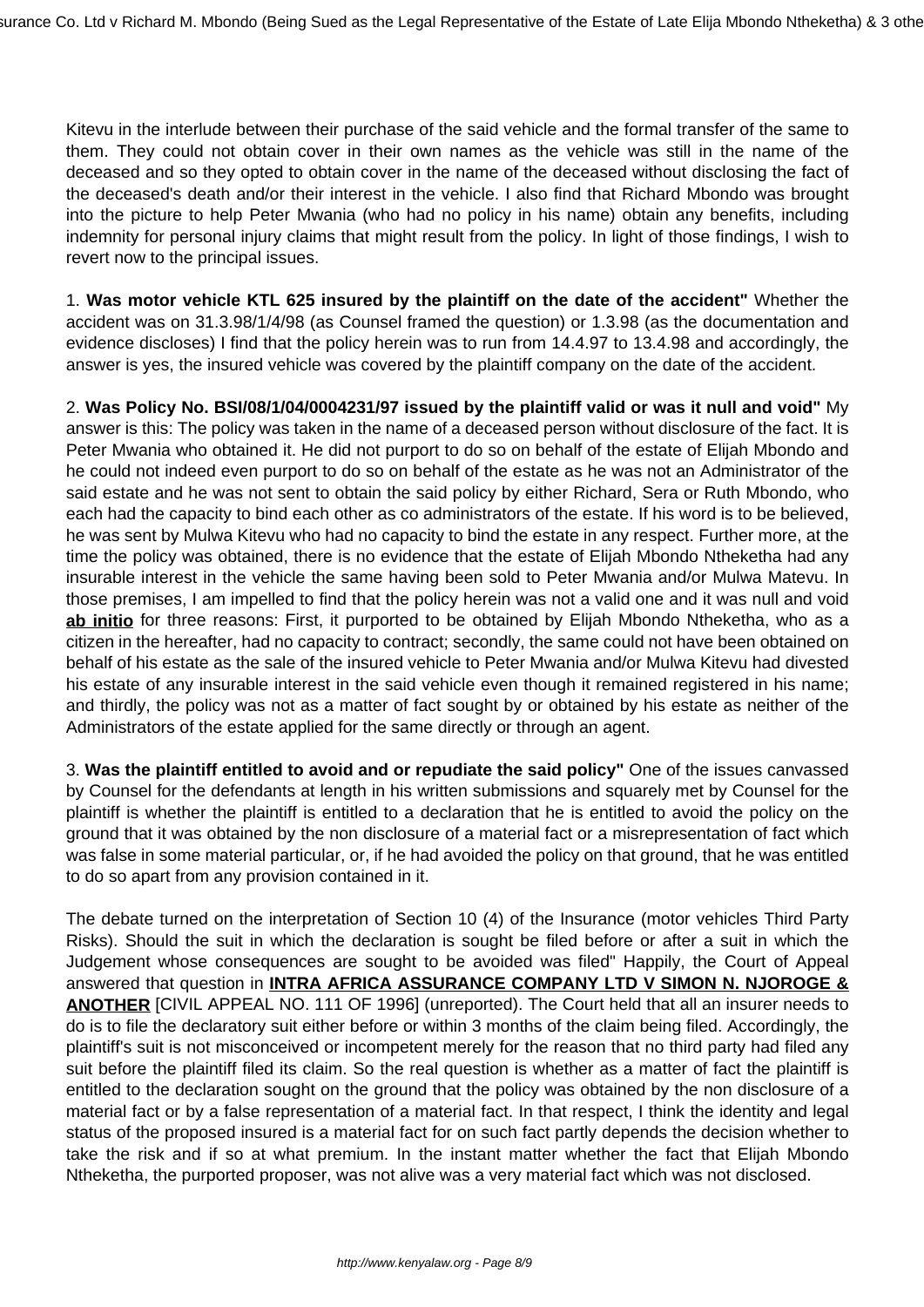Kitevu in the interlude between their purchase of the said vehicle and the formal transfer of the same to them. They could not obtain cover in their own names as the vehicle was still in the name of the deceased and so they opted to obtain cover in the name of the deceased without disclosing the fact of the deceased's death and/or their interest in the vehicle. I also find that Richard Mbondo was brought into the picture to help Peter Mwania (who had no policy in his name) obtain any benefits, including indemnity for personal injury claims that might result from the policy. In light of those findings, I wish to revert now to the principal issues.

1. **Was motor vehicle KTL 625 insured by the plaintiff on the date of the accident"** Whether the accident was on 31.3.98/1/4/98 (as Counsel framed the question) or 1.3.98 (as the documentation and evidence discloses) I find that the policy herein was to run from 14.4.97 to 13.4.98 and accordingly, the answer is yes, the insured vehicle was covered by the plaintiff company on the date of the accident.

2. **Was Policy No. BSI/08/1/04/0004231/97 issued by the plaintiff valid or was it null and void"** My answer is this: The policy was taken in the name of a deceased person without disclosure of the fact. It is Peter Mwania who obtained it. He did not purport to do so on behalf of the estate of Elijah Mbondo and he could not indeed even purport to do so on behalf of the estate as he was not an Administrator of the said estate and he was not sent to obtain the said policy by either Richard, Sera or Ruth Mbondo, who each had the capacity to bind each other as co administrators of the estate. If his word is to be believed, he was sent by Mulwa Kitevu who had no capacity to bind the estate in any respect. Further more, at the time the policy was obtained, there is no evidence that the estate of Elijah Mbondo Ntheketha had any insurable interest in the vehicle the same having been sold to Peter Mwania and/or Mulwa Matevu. In those premises, I am impelled to find that the policy herein was not a valid one and it was null and void **ab initio** for three reasons: First, it purported to be obtained by Elijah Mbondo Ntheketha, who as a citizen in the hereafter, had no capacity to contract; secondly, the same could not have been obtained on behalf of his estate as the sale of the insured vehicle to Peter Mwania and/or Mulwa Kitevu had divested his estate of any insurable interest in the said vehicle even though it remained registered in his name; and thirdly, the policy was not as a matter of fact sought by or obtained by his estate as neither of the Administrators of the estate applied for the same directly or through an agent.

3. **Was the plaintiff entitled to avoid and or repudiate the said policy"** One of the issues canvassed by Counsel for the defendants at length in his written submissions and squarely met by Counsel for the plaintiff is whether the plaintiff is entitled to a declaration that he is entitled to avoid the policy on the ground that it was obtained by the non disclosure of a material fact or a misrepresentation of fact which was false in some material particular, or, if he had avoided the policy on that ground, that he was entitled to do so apart from any provision contained in it.

The debate turned on the interpretation of Section 10 (4) of the Insurance (motor vehicles Third Party Risks). Should the suit in which the declaration is sought be filed before or after a suit in which the Judgement whose consequences are sought to be avoided was filed" Happily, the Court of Appeal answered that question in **INTRA AFRICA ASSURANCE COMPANY LTD V SIMON N. NJOROGE & ANOTHER** [CIVIL APPEAL NO. 111 OF 1996] (unreported). The Court held that all an insurer needs to do is to file the declaratory suit either before or within 3 months of the claim being filed. Accordingly, the plaintiff's suit is not misconceived or incompetent merely for the reason that no third party had filed any suit before the plaintiff filed its claim. So the real question is whether as a matter of fact the plaintiff is entitled to the declaration sought on the ground that the policy was obtained by the non disclosure of a material fact or by a false representation of a material fact. In that respect, I think the identity and legal status of the proposed insured is a material fact for on such fact partly depends the decision whether to take the risk and if so at what premium. In the instant matter whether the fact that Elijah Mbondo Ntheketha, the purported proposer, was not alive was a very material fact which was not disclosed.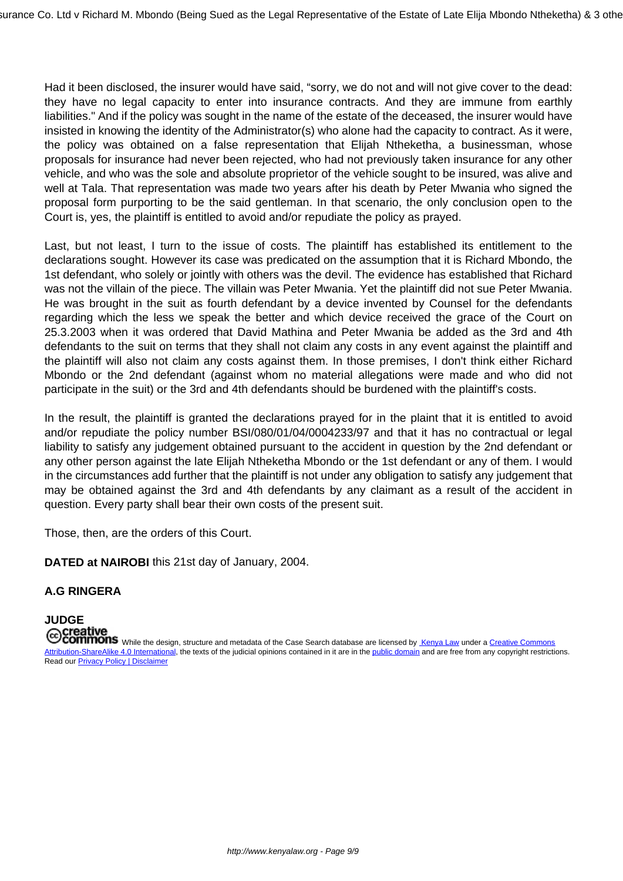Had it been disclosed, the insurer would have said, “sorry, we do not and will not give cover to the dead: they have no legal capacity to enter into insurance contracts. And they are immune from earthly liabilities." And if the policy was sought in the name of the estate of the deceased, the insurer would have insisted in knowing the identity of the Administrator(s) who alone had the capacity to contract. As it were, the policy was obtained on a false representation that Elijah Ntheketha, a businessman, whose proposals for insurance had never been rejected, who had not previously taken insurance for any other vehicle, and who was the sole and absolute proprietor of the vehicle sought to be insured, was alive and well at Tala. That representation was made two years after his death by Peter Mwania who signed the proposal form purporting to be the said gentleman. In that scenario, the only conclusion open to the Court is, yes, the plaintiff is entitled to avoid and/or repudiate the policy as prayed.

Last, but not least, I turn to the issue of costs. The plaintiff has established its entitlement to the declarations sought. However its case was predicated on the assumption that it is Richard Mbondo, the 1st defendant, who solely or jointly with others was the devil. The evidence has established that Richard was not the villain of the piece. The villain was Peter Mwania. Yet the plaintiff did not sue Peter Mwania. He was brought in the suit as fourth defendant by a device invented by Counsel for the defendants regarding which the less we speak the better and which device received the grace of the Court on 25.3.2003 when it was ordered that David Mathina and Peter Mwania be added as the 3rd and 4th defendants to the suit on terms that they shall not claim any costs in any event against the plaintiff and the plaintiff will also not claim any costs against them. In those premises, I don't think either Richard Mbondo or the 2nd defendant (against whom no material allegations were made and who did not participate in the suit) or the 3rd and 4th defendants should be burdened with the plaintiff's costs.

In the result, the plaintiff is granted the declarations prayed for in the plaint that it is entitled to avoid and/or repudiate the policy number BSI/080/01/04/0004233/97 and that it has no contractual or legal liability to satisfy any judgement obtained pursuant to the accident in question by the 2nd defendant or any other person against the late Elijah Ntheketha Mbondo or the 1st defendant or any of them. I would in the circumstances add further that the plaintiff is not under any obligation to satisfy any judgement that may be obtained against the 3rd and 4th defendants by any claimant as a result of the accident in question. Every party shall bear their own costs of the present suit.

Those, then, are the orders of this Court.

**DATED at NAIROBI** this 21st day of January, 2004.

**A.G RINGERA**

**JUDGE**

While the design, structure and metadata of the Case Search database are licensed by Kenya Law under a Creative Commons Attribution-ShareAlike 4.0 International, the texts of the judicial opinions contained in it are in the public domain and are free from any copyright restrictions. Read our Privacy Policy | Disclaimer